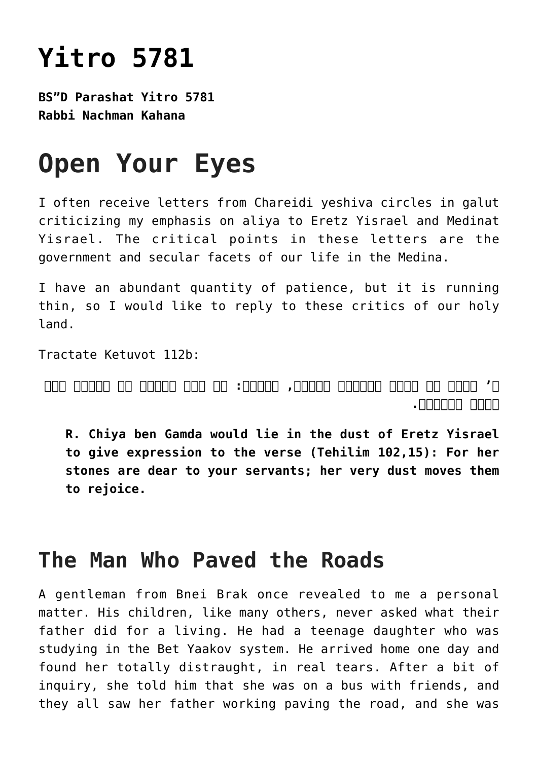# Yitro 5781

**BS"D Parashat Yitro 5781**
**Rabbi Nachman Kahana**

# Open Your Eyes

I often receive letters from Chareidi yeshiva circles in galut criticizing my emphasis on aliya to Eretz Yisrael and Medinat Yisrael. The critical points in these letters are the government and secular facets of our life in the Medina.

I have an abundant quantity of patience, but it is running thin, so I would like to reply to these critics of our holy land.

Tractate Ketuvot 112b:

ר' חייא בר גמדא מיגנדר בעפרה, שנאמר: כי רצו עבדיך את אבניה ואת עפרה יחוננו.

> **R. Chiya ben Gamda would lie in the dust of Eretz Yisrael to give expression to the verse (Tehilim 102,15): For her stones are dear to your servants; her very dust moves them to rejoice.**

## The Man Who Paved the Roads

A gentleman from Bnei Brak once revealed to me a personal matter. His children, like many others, never asked what their father did for a living. He had a teenage daughter who was studying in the Bet Yaakov system. He arrived home one day and found her totally distraught, in real tears. After a bit of inquiry, she told him that she was on a bus with friends, and they all saw her father working paving the road, and she was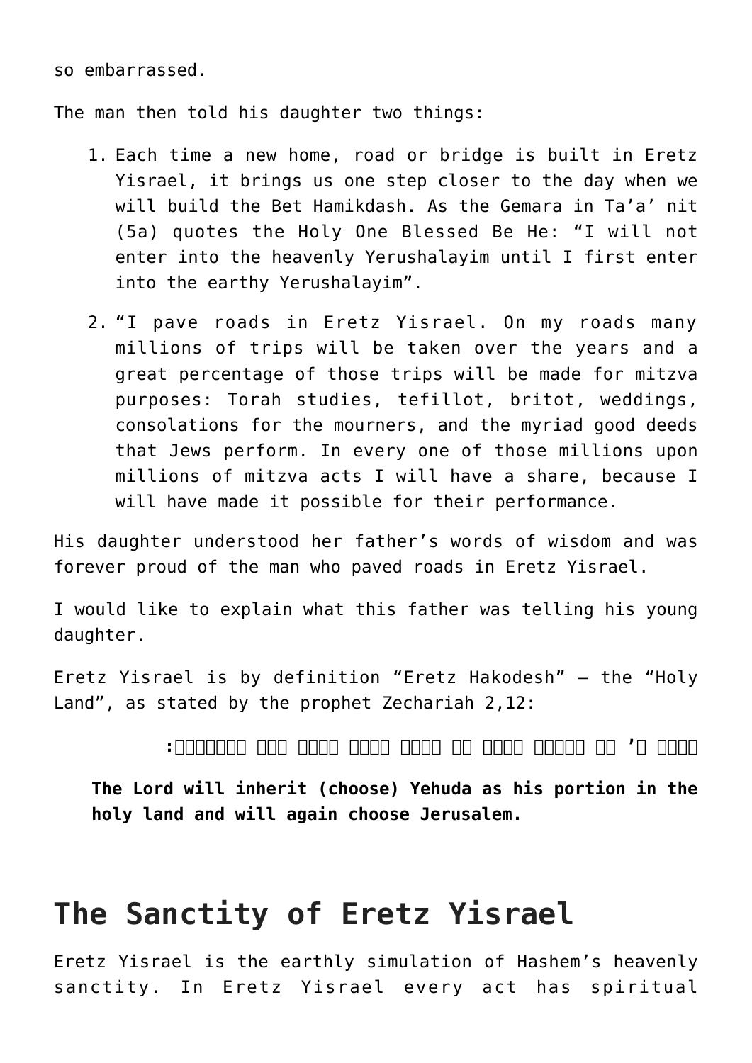so embarrassed.

The man then told his daughter two things:

1. Each time a new home, road or bridge is built in Eretz Yisrael, it brings us one step closer to the day when we will build the Bet Hamikdash. As the Gemara in Ta'a' nit (5a) quotes the Holy One Blessed Be He: "I will not enter into the heavenly Yerushalayim until I first enter into the earthy Yerushalayim".
2. "I pave roads in Eretz Yisrael. On my roads many millions of trips will be taken over the years and a great percentage of those trips will be made for mitzva purposes: Torah studies, tefillot, britot, weddings, consolations for the mourners, and the myriad good deeds that Jews perform. In every one of those millions upon millions of mitzva acts I will have a share, because I will have made it possible for their performance.

His daughter understood her father's words of wisdom and was forever proud of the man who paved roads in Eretz Yisrael.

I would like to explain what this father was telling his young daughter.

Eretz Yisrael is by definition "Eretz Hakodesh" – the "Holy Land", as stated by the prophet Zechariah 2,12:

ונחל ה' את יהודה חלקו על אדמת הקדש ובחר עוד בירושלם:

> **The Lord will inherit (choose) Yehuda as his portion in the holy land and will again choose Jerusalem.**

## The Sanctity of Eretz Yisrael

Eretz Yisrael is the earthly simulation of Hashem's heavenly sanctity. In Eretz Yisrael every act has spiritual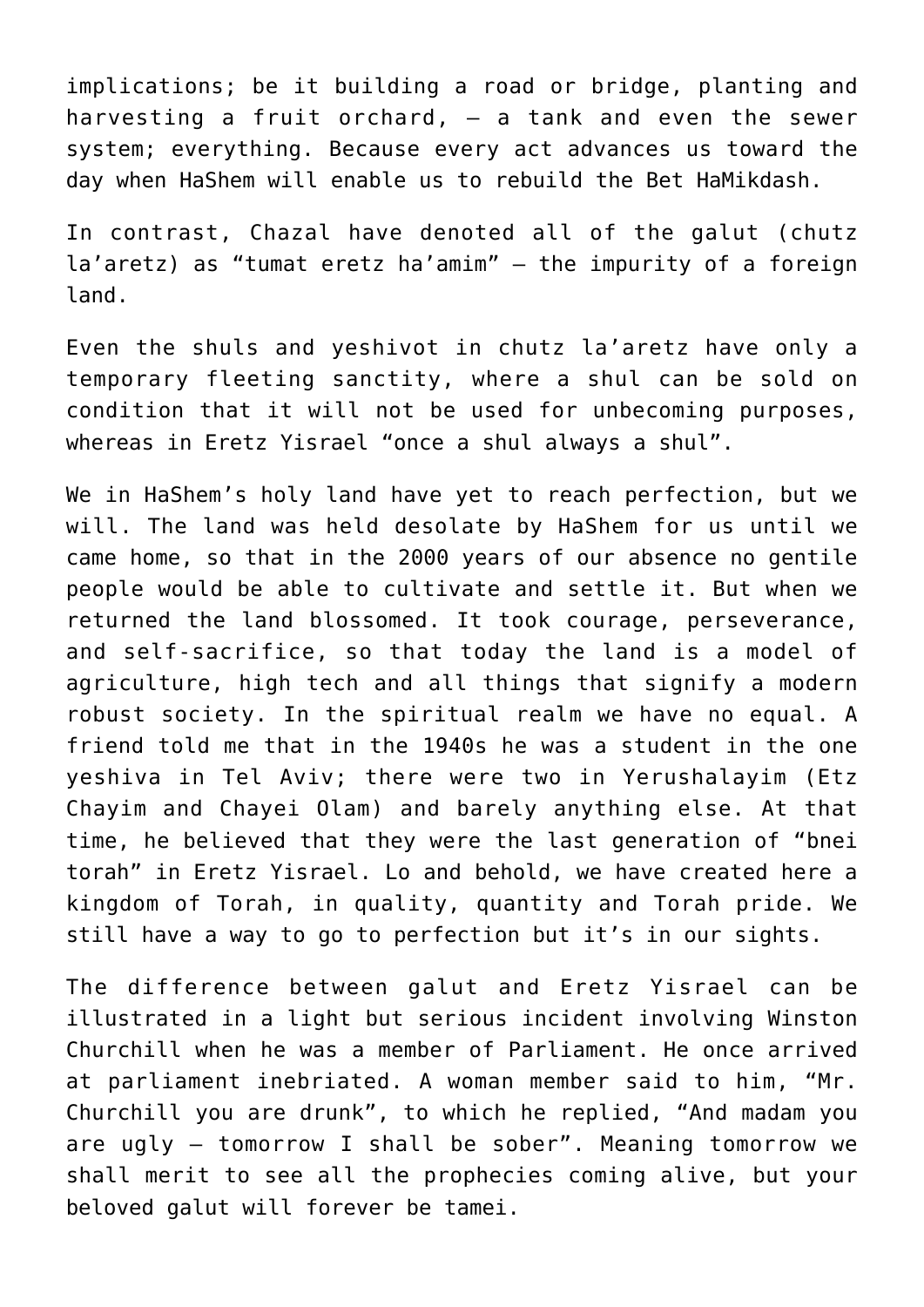implications; be it building a road or bridge, planting and harvesting a fruit orchard, – a tank and even the sewer system; everything. Because every act advances us toward the day when HaShem will enable us to rebuild the Bet HaMikdash.

In contrast, Chazal have denoted all of the galut (chutz la'aretz) as "tumat eretz ha'amim" – the impurity of a foreign land.

Even the shuls and yeshivot in chutz la'aretz have only a temporary fleeting sanctity, where a shul can be sold on condition that it will not be used for unbecoming purposes, whereas in Eretz Yisrael "once a shul always a shul".

We in HaShem's holy land have yet to reach perfection, but we will. The land was held desolate by HaShem for us until we came home, so that in the 2000 years of our absence no gentile people would be able to cultivate and settle it. But when we returned the land blossomed. It took courage, perseverance, and self-sacrifice, so that today the land is a model of agriculture, high tech and all things that signify a modern robust society. In the spiritual realm we have no equal. A friend told me that in the 1940s he was a student in the one yeshiva in Tel Aviv; there were two in Yerushalayim (Etz Chayim and Chayei Olam) and barely anything else. At that time, he believed that they were the last generation of "bnei torah" in Eretz Yisrael. Lo and behold, we have created here a kingdom of Torah, in quality, quantity and Torah pride. We still have a way to go to perfection but it's in our sights.

The difference between galut and Eretz Yisrael can be illustrated in a light but serious incident involving Winston Churchill when he was a member of Parliament. He once arrived at parliament inebriated. A woman member said to him, "Mr. Churchill you are drunk", to which he replied, "And madam you are ugly – tomorrow I shall be sober". Meaning tomorrow we shall merit to see all the prophecies coming alive, but your beloved galut will forever be tamei.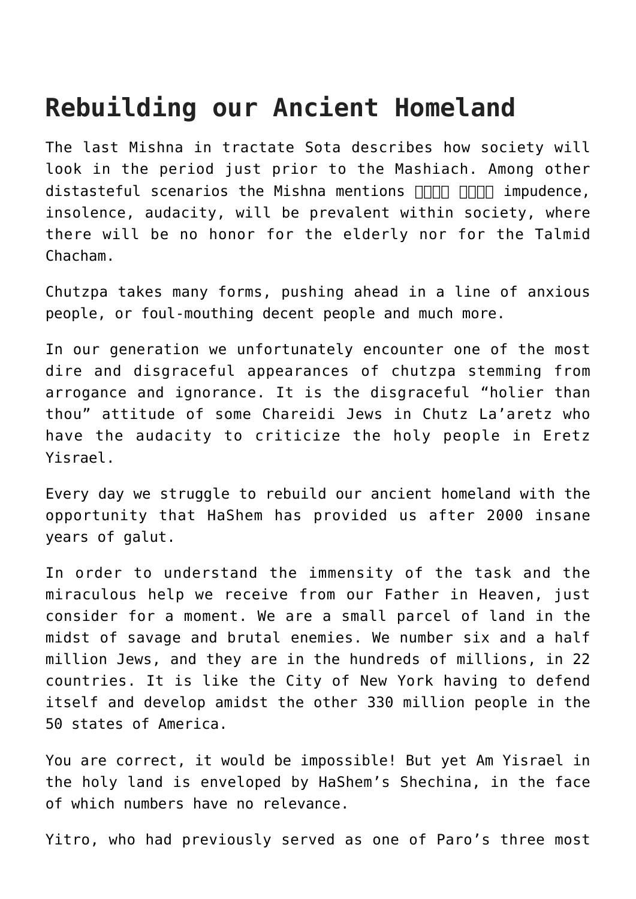# Rebuilding our Ancient Homeland

The last Mishna in tractate Sota describes how society will look in the period just prior to the Mashiach. Among other distasteful scenarios the Mishna mentions □□□□ □□□□ impudence, insolence, audacity, will be prevalent within society, where there will be no honor for the elderly nor for the Talmid Chacham.

Chutzpa takes many forms, pushing ahead in a line of anxious people, or foul-mouthing decent people and much more.

In our generation we unfortunately encounter one of the most dire and disgraceful appearances of chutzpa stemming from arrogance and ignorance. It is the disgraceful "holier than thou" attitude of some Chareidi Jews in Chutz La'aretz who have the audacity to criticize the holy people in Eretz Yisrael.

Every day we struggle to rebuild our ancient homeland with the opportunity that HaShem has provided us after 2000 insane years of galut.

In order to understand the immensity of the task and the miraculous help we receive from our Father in Heaven, just consider for a moment. We are a small parcel of land in the midst of savage and brutal enemies. We number six and a half million Jews, and they are in the hundreds of millions, in 22 countries. It is like the City of New York having to defend itself and develop amidst the other 330 million people in the 50 states of America.

You are correct, it would be impossible! But yet Am Yisrael in the holy land is enveloped by HaShem's Shechina, in the face of which numbers have no relevance.

Yitro, who had previously served as one of Paro's three most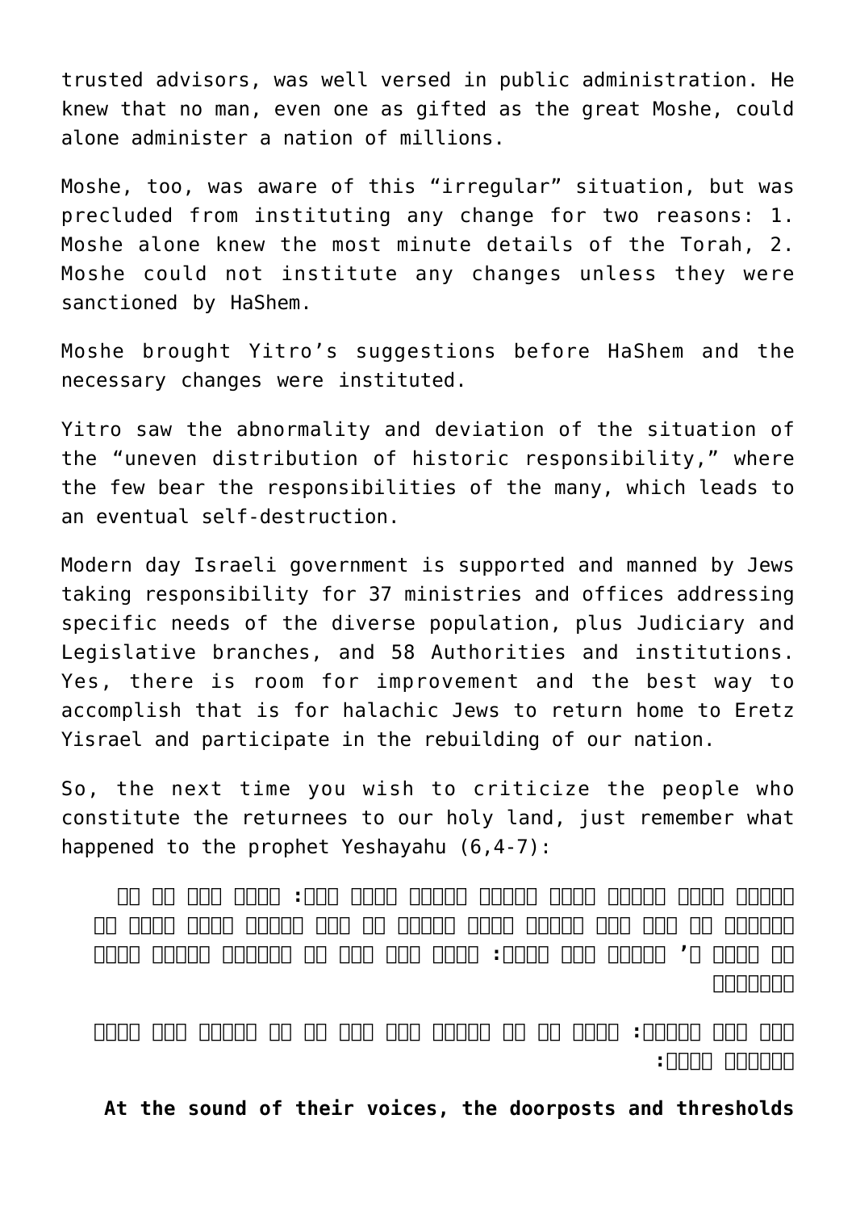trusted advisors, was well versed in public administration. He knew that no man, even one as gifted as the great Moshe, could alone administer a nation of millions.

Moshe, too, was aware of this "irregular" situation, but was precluded from instituting any change for two reasons: 1. Moshe alone knew the most minute details of the Torah, 2. Moshe could not institute any changes unless they were sanctioned by HaShem.

Moshe brought Yitro's suggestions before HaShem and the necessary changes were instituted.

Yitro saw the abnormality and deviation of the situation of the "uneven distribution of historic responsibility," where the few bear the responsibilities of the many, which leads to an eventual self-destruction.

Modern day Israeli government is supported and manned by Jews taking responsibility for 37 ministries and offices addressing specific needs of the diverse population, plus Judiciary and Legislative branches, and 58 Authorities and institutions. Yes, there is room for improvement and the best way to accomplish that is for halachic Jews to return home to Eretz Yisrael and participate in the rebuilding of our nation.

So, the next time you wish to criticize the people who constitute the returnees to our holy land, just remember what happened to the prophet Yeshayahu (6,4-7):

**At the sound of their voices, the doorposts and thresholds**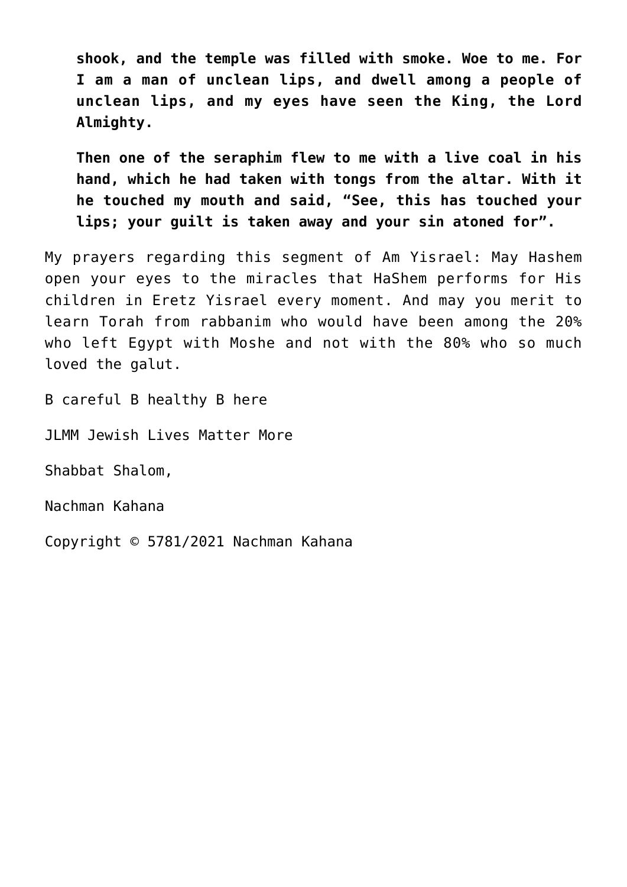> **shook, and the temple was filled with smoke. Woe to me. For I am a man of unclean lips, and dwell among a people of unclean lips, and my eyes have seen the King, the Lord Almighty.**
>
> **Then one of the seraphim flew to me with a live coal in his hand, which he had taken with tongs from the altar. With it he touched my mouth and said, "See, this has touched your lips; your guilt is taken away and your sin atoned for".**

My prayers regarding this segment of Am Yisrael: May Hashem open your eyes to the miracles that HaShem performs for His children in Eretz Yisrael every moment. And may you merit to learn Torah from rabbanim who would have been among the 20% who left Egypt with Moshe and not with the 80% who so much loved the galut.

B careful B healthy B here

JLMM Jewish Lives Matter More

Shabbat Shalom,

Nachman Kahana

Copyright © 5781/2021 Nachman Kahana